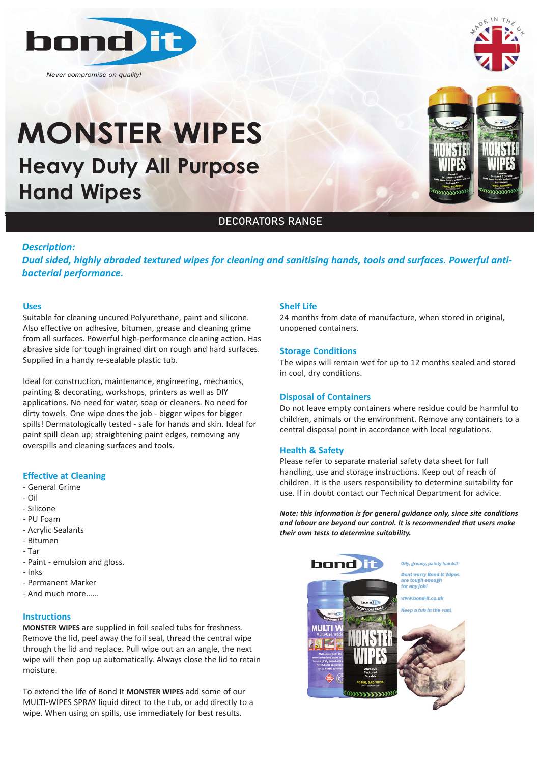bond it

*Never compromise on quality!*

# MONSTER WIPES

## Heavy Duty All Purpose Hand Wipes

DECORATORS RANGE

***Description:***

***Dual sided, highly abraded textured wipes for cleaning and sanitising hands, tools and surfaces. Powerful anti-bacterial performance.***

### Uses

Suitable for cleaning uncured Polyurethane, paint and silicone. Also effective on adhesive, bitumen, grease and cleaning grime from all surfaces. Powerful high-performance cleaning action. Has abrasive side for tough ingrained dirt on rough and hard surfaces. Supplied in a handy re-sealable plastic tub.

Ideal for construction, maintenance, engineering, mechanics, painting & decorating, workshops, printers as well as DIY applications. No need for water, soap or cleaners. No need for dirty towels. One wipe does the job - bigger wipes for bigger spills! Dermatologically tested - safe for hands and skin. Ideal for paint spill clean up; straightening paint edges, removing any overspills and cleaning surfaces and tools.

### Effective at Cleaning

- General Grime
- Oil
- Silicone
- PU Foam
- Acrylic Sealants
- Bitumen
- Tar
- Paint - emulsion and gloss.
- Inks
- Permanent Marker
- And much more……

### Instructions

**MONSTER WIPES** are supplied in foil sealed tubs for freshness. Remove the lid, peel away the foil seal, thread the central wipe through the lid and replace. Pull wipe out an an angle, the next wipe will then pop up automatically. Always close the lid to retain moisture.

To extend the life of Bond It **MONSTER WIPES** add some of our MULTI-WIPES SPRAY liquid direct to the tub, or add directly to a wipe. When using on spills, use immediately for best results.

### Shelf Life

24 months from date of manufacture, when stored in original, unopened containers.

### Storage Conditions

The wipes will remain wet for up to 12 months sealed and stored in cool, dry conditions.

### Disposal of Containers

Do not leave empty containers where residue could be harmful to children, animals or the environment. Remove any containers to a central disposal point in accordance with local regulations.

### Health & Safety

Please refer to separate material safety data sheet for full handling, use and storage instructions. Keep out of reach of children. It is the users responsibility to determine suitability for use. If in doubt contact our Technical Department for advice.

***Note: this information is for general guidance only, since site conditions and labour are beyond our control. It is recommended that users make their own tests to determine suitability.***

*Oily, greasy, painty hands?*

*Dont worry Bond It Wipes are tough enough for any job!*

*www.bond-it.co.uk*

*Keep a tub in the van!*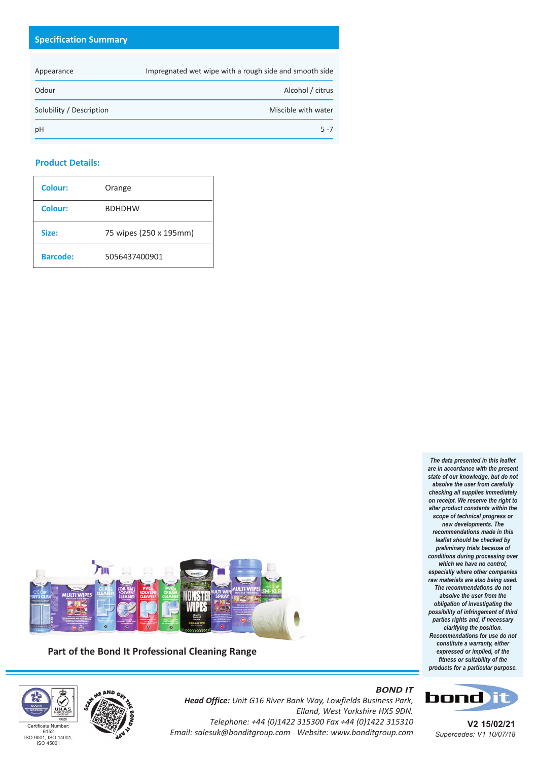## Specification Summary

| | |
|---|---|
| Appearance | Impregnated wet wipe with a rough side and smooth side |
| Odour | Alcohol / citrus |
| Solubility / Description | Miscible with water |
| pH | 5 -7 |

### Product Details:

| | |
|---|---|
| **Colour:** | Orange |
| **Colour:** | BDHDHW |
| **Size:** | 75 wipes (250 x 195mm) |
| **Barcode:** | 5056437400901 |

*The data presented in this leaflet are in accordance with the present state of our knowledge, but do not absolve the user from carefully checking all supplies immediately on receipt. We reserve the right to alter product constants within the scope of technical progress or new developments. The recommendations made in this leaflet should be checked by preliminary trials because of conditions during processing over which we have no control, especially where other companies raw materials are also being used. The recommendations do not absolve the user from the obligation of investigating the possibility of infringement of third parties rights and, if necessary clarifying the position. Recommendations for use do not constitute a warranty, either expressed or implied, of the fitness or suitability of the products for a particular purpose.*

**Part of the Bond It Professional Cleaning Range**

Certificate Number: 6152
ISO 9001; ISO 14001; ISO 45001

SCAN ME AND GET THE BOND IT APP

***BOND IT***
***Head Office:*** *Unit G16 River Bank Way, Lowfields Business Park, Elland, West Yorkshire HX5 9DN.*
*Telephone: +44 (0)1422 315300 Fax +44 (0)1422 315310*
*Email: salesuk@bonditgroup.com Website: www.bonditgroup.com*

**V2 15/02/21**
*Supercedes: V1 10/07/18*